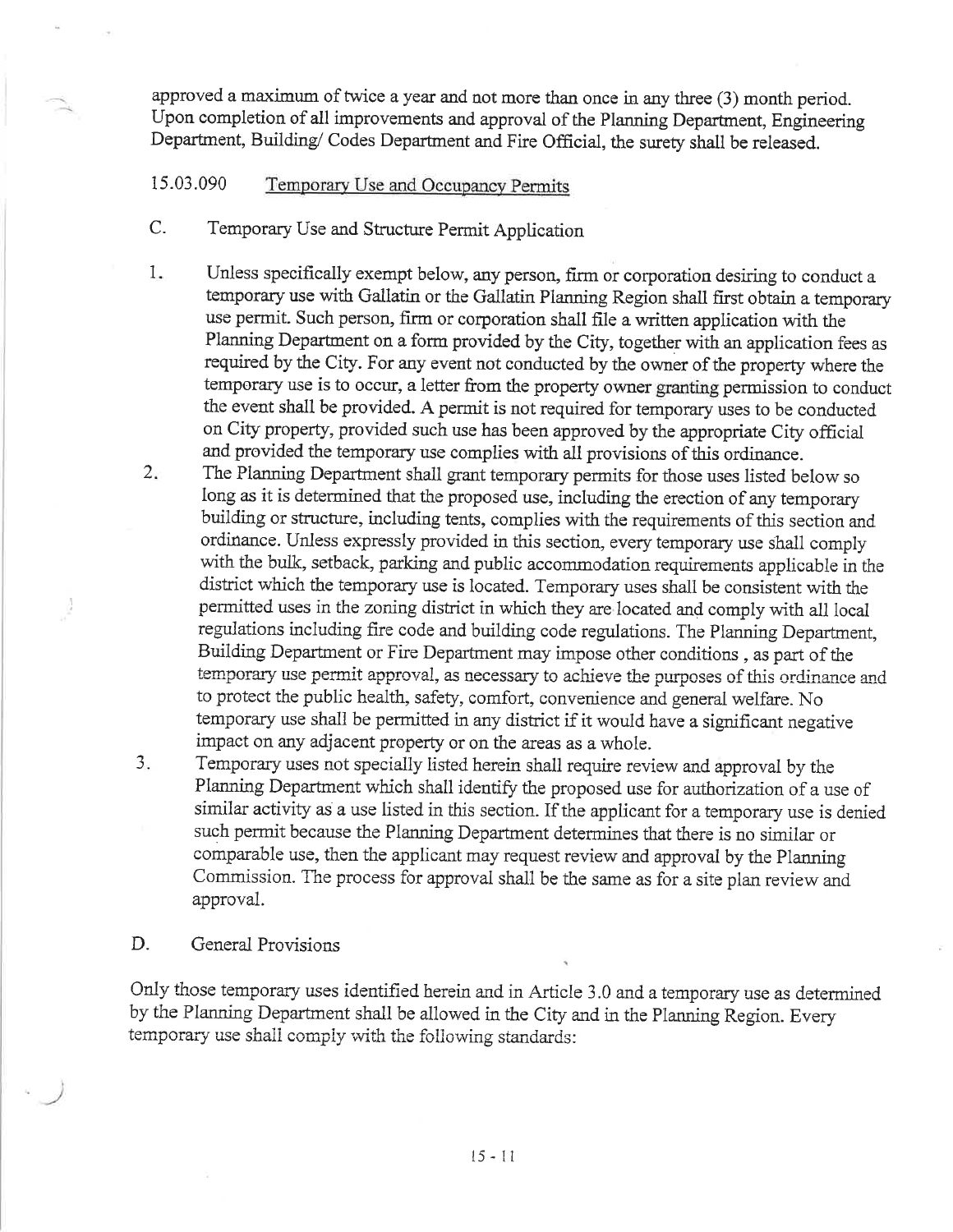approved a maximum of twice a year and not more than once in any three (3) month period. Upon completion of all improvements and approval of the Planning Department, Engineering Department, Building/ Codes Department and Fire Official, the surety shall be released.

## 15.03.090 Temporary Use and Occupancy Permits

### C. Temporary Use and Structure Permit Application

1. Unless specifically exempt below, any person, firm or corporation desiring to conduct a temporary use with Gallatin or the Gallatin Planning Region shall first obtain a temporary use permit. Such person, firm or corporation shall file a written application with the Planning Department on a form provided by the City, together with an application fees as required by the City. For any event not conducted by the owner of the property where the temporary use is to occur, a letter from the property owner granting permission to conduct the event shall be provided. A permit is not required for temporary uses to be conducted on City property, provided such use has been approved by the appropriate City official and provided the temporary use complies with all provisions of this ordinance.
2. The Planning Department shall grant temporary permits for those uses listed below so long as it is determined that the proposed use, including the erection of any temporary building or structure, including tents, complies with the requirements of this section and ordinance. Unless expressly provided in this section, every temporary use shall comply with the bulk, setback, parking and public accommodation requirements applicable in the district which the temporary use is located. Temporary uses shall be consistent with the permitted uses in the zoning district in which they are located and comply with all local regulations including fire code and building code regulations. The Planning Department, Building Department or Fire Department may impose other conditions , as part of the temporary use permit approval, as necessary to achieve the purposes of this ordinance and to protect the public health, safety, comfort, convenience and general welfare. No temporary use shall be permitted in any district if it would have a significant negative impact on any adjacent property or on the areas as a whole.
3. Temporary uses not specially listed herein shall require review and approval by the Planning Department which shall identify the proposed use for authorization of a use of similar activity as a use listed in this section. If the applicant for a temporary use is denied such permit because the Planning Department determines that there is no similar or comparable use, then the applicant may request review and approval by the Planning Commission. The process for approval shall be the same as for a site plan review and approval.

### D. General Provisions

Only those temporary uses identified herein and in Article 3.0 and a temporary use as determined by the Planning Department shall be allowed in the City and in the Planning Region. Every temporary use shall comply with the following standards: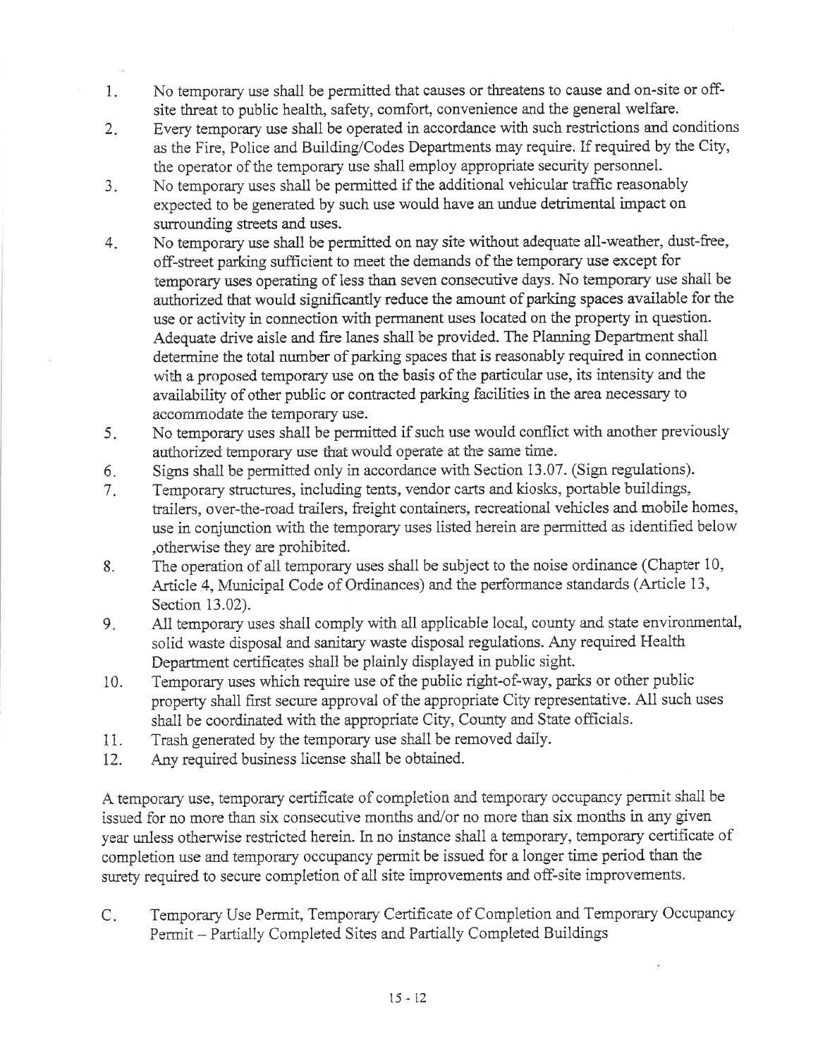1. No temporary use shall be permitted that causes or threatens to cause and on-site or off-site threat to public health, safety, comfort, convenience and the general welfare.
2. Every temporary use shall be operated in accordance with such restrictions and conditions as the Fire, Police and Building/Codes Departments may require. If required by the City, the operator of the temporary use shall employ appropriate security personnel.
3. No temporary uses shall be permitted if the additional vehicular traffic reasonably expected to be generated by such use would have an undue detrimental impact on surrounding streets and uses.
4. No temporary use shall be permitted on nay site without adequate all-weather, dust-free, off-street parking sufficient to meet the demands of the temporary use except for temporary uses operating of less than seven consecutive days. No temporary use shall be authorized that would significantly reduce the amount of parking spaces available for the use or activity in connection with permanent uses located on the property in question. Adequate drive aisle and fire lanes shall be provided. The Planning Department shall determine the total number of parking spaces that is reasonably required in connection with a proposed temporary use on the basis of the particular use, its intensity and the availability of other public or contracted parking facilities in the area necessary to accommodate the temporary use.
5. No temporary uses shall be permitted if such use would conflict with another previously authorized temporary use that would operate at the same time.
6. Signs shall be permitted only in accordance with Section 13.07. (Sign regulations).
7. Temporary structures, including tents, vendor carts and kiosks, portable buildings, trailers, over-the-road trailers, freight containers, recreational vehicles and mobile homes, use in conjunction with the temporary uses listed herein are permitted as identified below ,otherwise they are prohibited.
8. The operation of all temporary uses shall be subject to the noise ordinance (Chapter 10, Article 4, Municipal Code of Ordinances) and the performance standards (Article 13, Section 13.02).
9. All temporary uses shall comply with all applicable local, county and state environmental, solid waste disposal and sanitary waste disposal regulations. Any required Health Department certificates shall be plainly displayed in public sight.
10. Temporary uses which require use of the public right-of-way, parks or other public property shall first secure approval of the appropriate City representative. All such uses shall be coordinated with the appropriate City, County and State officials.
11. Trash generated by the temporary use shall be removed daily.
12. Any required business license shall be obtained.

A temporary use, temporary certificate of completion and temporary occupancy permit shall be issued for no more than six consecutive months and/or no more than six months in any given year unless otherwise restricted herein. In no instance shall a temporary, temporary certificate of completion use and temporary occupancy permit be issued for a longer time period than the surety required to secure completion of all site improvements and off-site improvements.

C. Temporary Use Permit, Temporary Certificate of Completion and Temporary Occupancy Permit – Partially Completed Sites and Partially Completed Buildings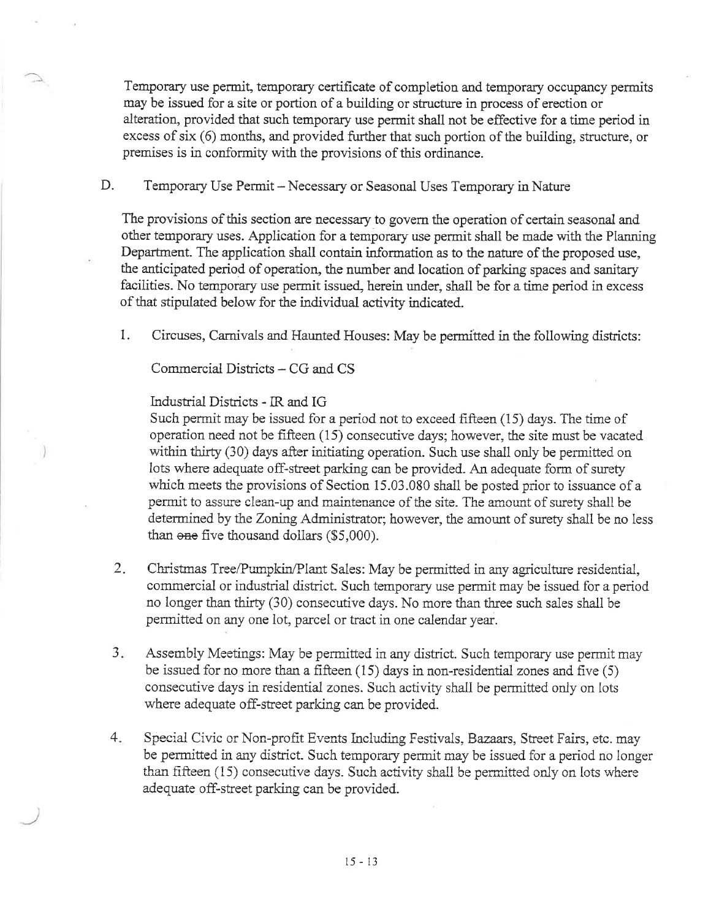Temporary use permit, temporary certificate of completion and temporary occupancy permits may be issued for a site or portion of a building or structure in process of erection or alteration, provided that such temporary use permit shall not be effective for a time period in excess of six (6) months, and provided further that such portion of the building, structure, or premises is in conformity with the provisions of this ordinance.

D. Temporary Use Permit – Necessary or Seasonal Uses Temporary in Nature

The provisions of this section are necessary to govern the operation of certain seasonal and other temporary uses. Application for a temporary use permit shall be made with the Planning Department. The application shall contain information as to the nature of the proposed use, the anticipated period of operation, the number and location of parking spaces and sanitary facilities. No temporary use permit issued, herein under, shall be for a time period in excess of that stipulated below for the individual activity indicated.

1. Circuses, Carnivals and Haunted Houses: May be permitted in the following districts:

   Commercial Districts – CG and CS

   Industrial Districts - IR and IG

   Such permit may be issued for a period not to exceed fifteen (15) days. The time of operation need not be fifteen (15) consecutive days; however, the site must be vacated within thirty (30) days after initiating operation. Such use shall only be permitted on lots where adequate off-street parking can be provided. An adequate form of surety which meets the provisions of Section 15.03.080 shall be posted prior to issuance of a permit to assure clean-up and maintenance of the site. The amount of surety shall be determined by the Zoning Administrator; however, the amount of surety shall be no less than ~~one~~ five thousand dollars ($5,000).

2. Christmas Tree/Pumpkin/Plant Sales: May be permitted in any agriculture residential, commercial or industrial district. Such temporary use permit may be issued for a period no longer than thirty (30) consecutive days. No more than three such sales shall be permitted on any one lot, parcel or tract in one calendar year.

3. Assembly Meetings: May be permitted in any district. Such temporary use permit may be issued for no more than a fifteen (15) days in non-residential zones and five (5) consecutive days in residential zones. Such activity shall be permitted only on lots where adequate off-street parking can be provided.

4. Special Civic or Non-profit Events Including Festivals, Bazaars, Street Fairs, etc. may be permitted in any district. Such temporary permit may be issued for a period no longer than fifteen (15) consecutive days. Such activity shall be permitted only on lots where adequate off-street parking can be provided.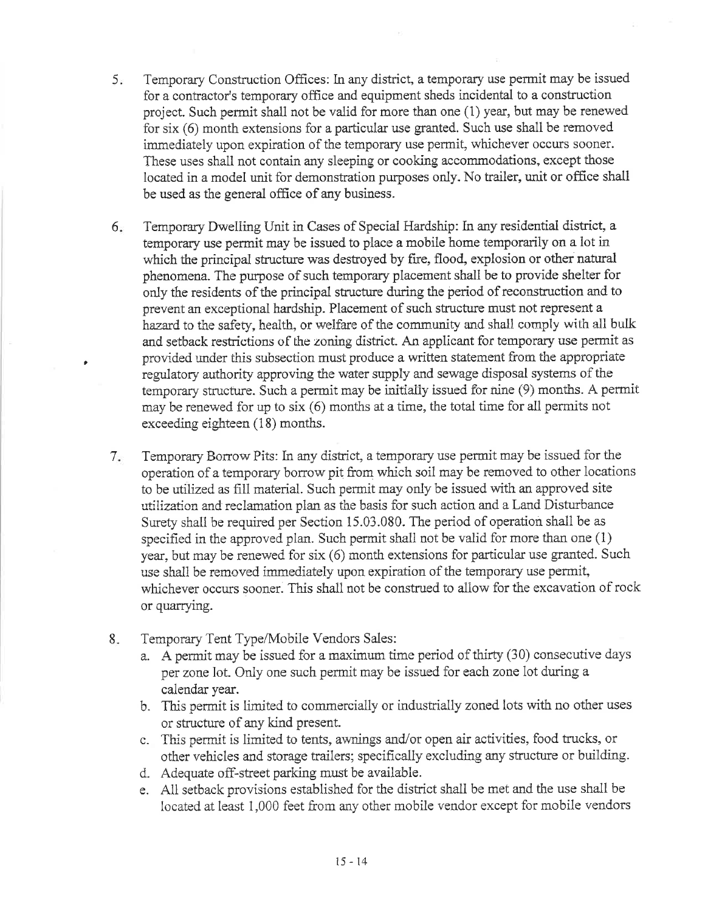5. Temporary Construction Offices: In any district, a temporary use permit may be issued for a contractor's temporary office and equipment sheds incidental to a construction project. Such permit shall not be valid for more than one (1) year, but may be renewed for six (6) month extensions for a particular use granted. Such use shall be removed immediately upon expiration of the temporary use permit, whichever occurs sooner. These uses shall not contain any sleeping or cooking accommodations, except those located in a model unit for demonstration purposes only. No trailer, unit or office shall be used as the general office of any business.

6. Temporary Dwelling Unit in Cases of Special Hardship: In any residential district, a temporary use permit may be issued to place a mobile home temporarily on a lot in which the principal structure was destroyed by fire, flood, explosion or other natural phenomena. The purpose of such temporary placement shall be to provide shelter for only the residents of the principal structure during the period of reconstruction and to prevent an exceptional hardship. Placement of such structure must not represent a hazard to the safety, health, or welfare of the community and shall comply with all bulk and setback restrictions of the zoning district. An applicant for temporary use permit as provided under this subsection must produce a written statement from the appropriate regulatory authority approving the water supply and sewage disposal systems of the temporary structure. Such a permit may be initially issued for nine (9) months. A permit may be renewed for up to six (6) months at a time, the total time for all permits not exceeding eighteen (18) months.

7. Temporary Borrow Pits: In any district, a temporary use permit may be issued for the operation of a temporary borrow pit from which soil may be removed to other locations to be utilized as fill material. Such permit may only be issued with an approved site utilization and reclamation plan as the basis for such action and a Land Disturbance Surety shall be required per Section 15.03.080. The period of operation shall be as specified in the approved plan. Such permit shall not be valid for more than one (1) year, but may be renewed for six (6) month extensions for particular use granted. Such use shall be removed immediately upon expiration of the temporary use permit, whichever occurs sooner. This shall not be construed to allow for the excavation of rock or quarrying.

8. Temporary Tent Type/Mobile Vendors Sales:
   a. A permit may be issued for a maximum time period of thirty (30) consecutive days per zone lot. Only one such permit may be issued for each zone lot during a calendar year.
   b. This permit is limited to commercially or industrially zoned lots with no other uses or structure of any kind present.
   c. This permit is limited to tents, awnings and/or open air activities, food trucks, or other vehicles and storage trailers; specifically excluding any structure or building.
   d. Adequate off-street parking must be available.
   e. All setback provisions established for the district shall be met and the use shall be located at least 1,000 feet from any other mobile vendor except for mobile vendors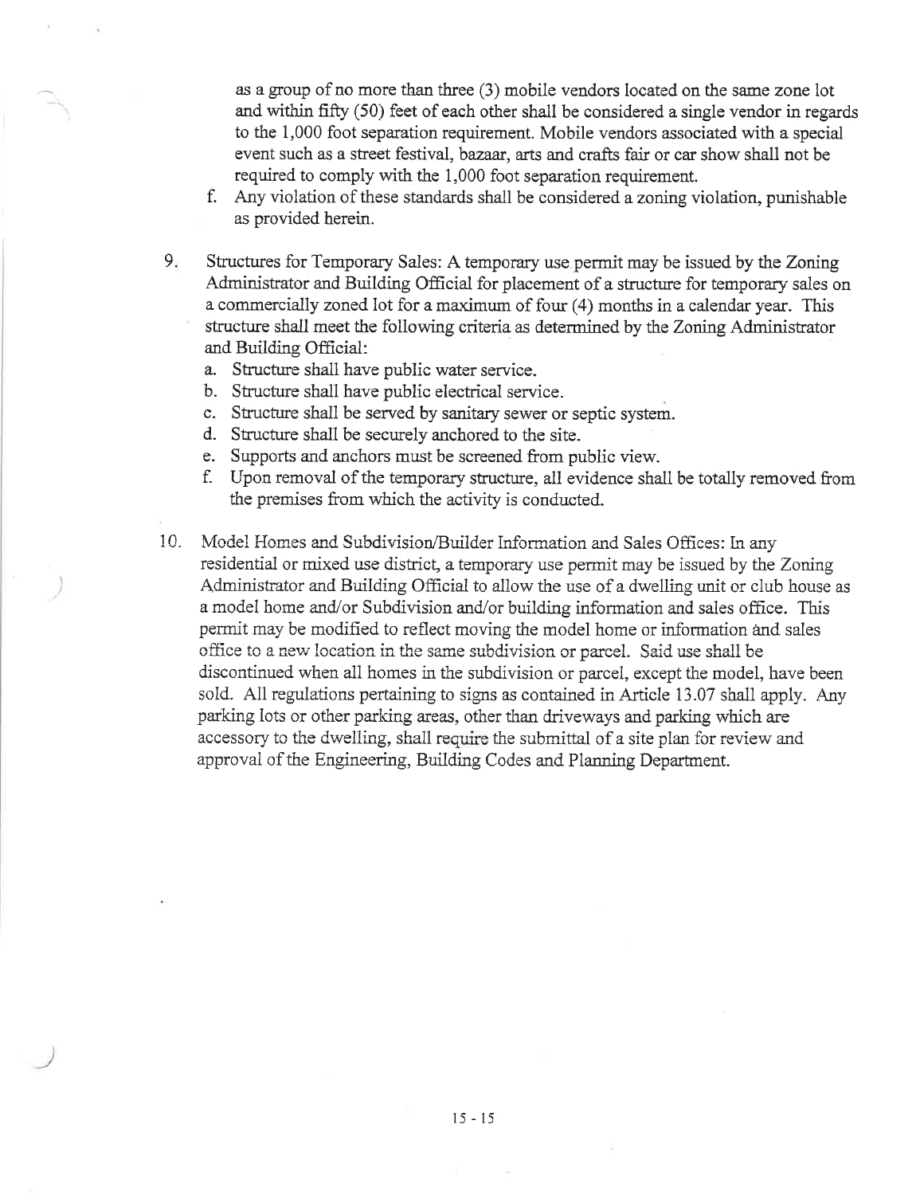as a group of no more than three (3) mobile vendors located on the same zone lot and within fifty (50) feet of each other shall be considered a single vendor in regards to the 1,000 foot separation requirement. Mobile vendors associated with a special event such as a street festival, bazaar, arts and crafts fair or car show shall not be required to comply with the 1,000 foot separation requirement.

f. Any violation of these standards shall be considered a zoning violation, punishable as provided herein.

9. Structures for Temporary Sales: A temporary use permit may be issued by the Zoning Administrator and Building Official for placement of a structure for temporary sales on a commercially zoned lot for a maximum of four (4) months in a calendar year. This structure shall meet the following criteria as determined by the Zoning Administrator and Building Official:
   a. Structure shall have public water service.
   b. Structure shall have public electrical service.
   c. Structure shall be served by sanitary sewer or septic system.
   d. Structure shall be securely anchored to the site.
   e. Supports and anchors must be screened from public view.
   f. Upon removal of the temporary structure, all evidence shall be totally removed from the premises from which the activity is conducted.

10. Model Homes and Subdivision/Builder Information and Sales Offices: In any residential or mixed use district, a temporary use permit may be issued by the Zoning Administrator and Building Official to allow the use of a dwelling unit or club house as a model home and/or Subdivision and/or building information and sales office. This permit may be modified to reflect moving the model home or information and sales office to a new location in the same subdivision or parcel. Said use shall be discontinued when all homes in the subdivision or parcel, except the model, have been sold. All regulations pertaining to signs as contained in Article 13.07 shall apply. Any parking lots or other parking areas, other than driveways and parking which are accessory to the dwelling, shall require the submittal of a site plan for review and approval of the Engineering, Building Codes and Planning Department.